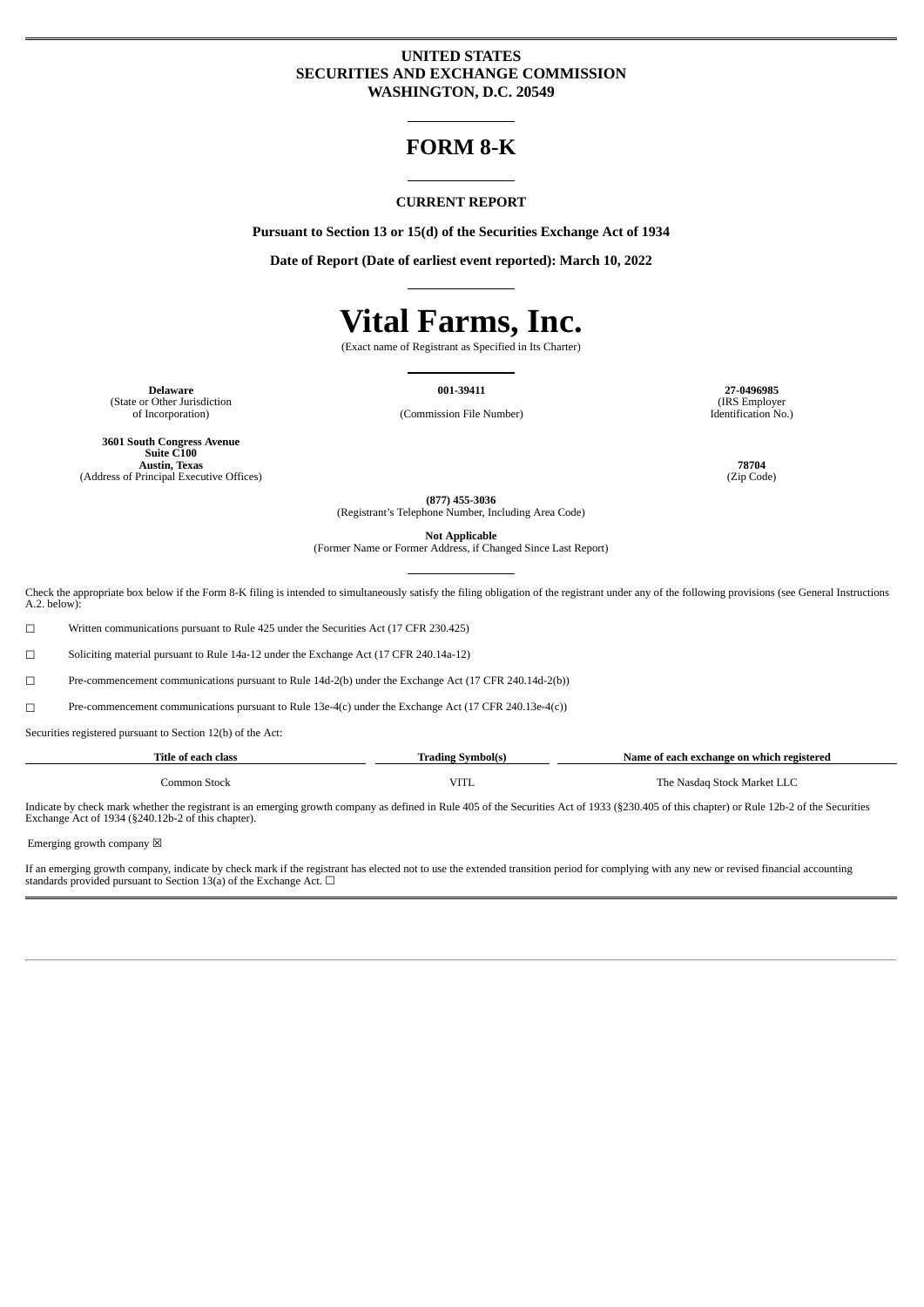**UNITED STATES**
**SECURITIES AND EXCHANGE COMMISSION**
**WASHINGTON, D.C. 20549**

# FORM 8-K

**CURRENT REPORT**

**Pursuant to Section 13 or 15(d) of the Securities Exchange Act of 1934**

**Date of Report (Date of earliest event reported): March 10, 2022**

# Vital Farms, Inc.

(Exact name of Registrant as Specified in Its Charter)

| **Delaware** | **001-39411** | **27-0496985** |
|---|---|---|
| (State or Other Jurisdiction of Incorporation) | (Commission File Number) | (IRS Employer Identification No.) |

| **3601 South Congress Avenue Suite C100 Austin, Texas** | **78704** |
|---|---|
| (Address of Principal Executive Offices) | (Zip Code) |

**(877) 455-3036**
(Registrant's Telephone Number, Including Area Code)

**Not Applicable**
(Former Name or Former Address, if Changed Since Last Report)

Check the appropriate box below if the Form 8-K filing is intended to simultaneously satisfy the filing obligation of the registrant under any of the following provisions (see General Instructions A.2. below):

☐ Written communications pursuant to Rule 425 under the Securities Act (17 CFR 230.425)

☐ Soliciting material pursuant to Rule 14a-12 under the Exchange Act (17 CFR 240.14a-12)

☐ Pre-commencement communications pursuant to Rule 14d-2(b) under the Exchange Act (17 CFR 240.14d-2(b))

☐ Pre-commencement communications pursuant to Rule 13e-4(c) under the Exchange Act (17 CFR 240.13e-4(c))

Securities registered pursuant to Section 12(b) of the Act:

| Title of each class | Trading Symbol(s) | Name of each exchange on which registered |
|---|---|---|
| Common Stock | VITL | The Nasdaq Stock Market LLC |

Indicate by check mark whether the registrant is an emerging growth company as defined in Rule 405 of the Securities Act of 1933 (§230.405 of this chapter) or Rule 12b-2 of the Securities Exchange Act of 1934 (§240.12b-2 of this chapter).

Emerging growth company ☒

If an emerging growth company, indicate by check mark if the registrant has elected not to use the extended transition period for complying with any new or revised financial accounting standards provided pursuant to Section 13(a) of the Exchange Act. ☐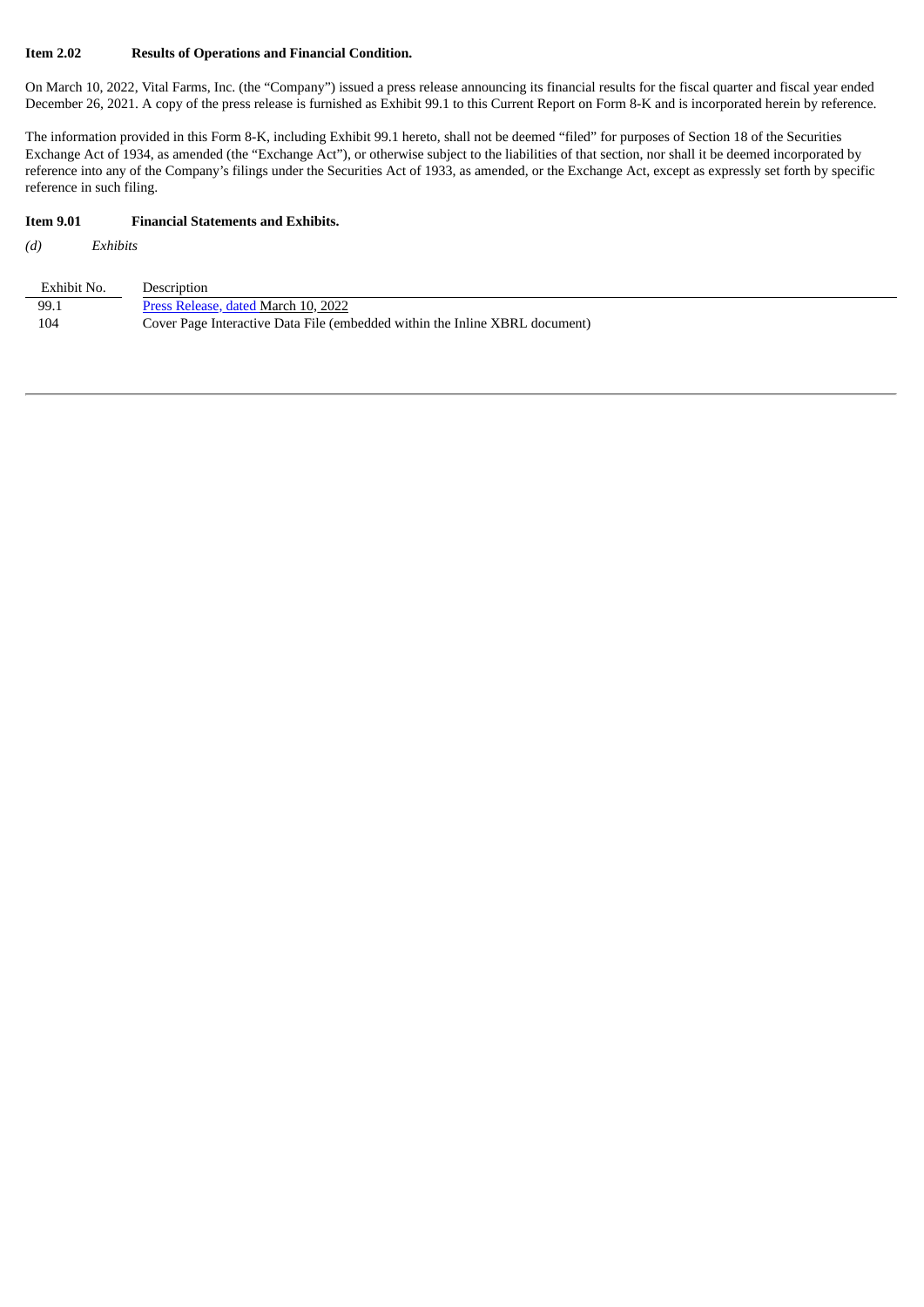**Item 2.02 Results of Operations and Financial Condition.**

On March 10, 2022, Vital Farms, Inc. (the "Company") issued a press release announcing its financial results for the fiscal quarter and fiscal year ended December 26, 2021. A copy of the press release is furnished as Exhibit 99.1 to this Current Report on Form 8-K and is incorporated herein by reference.

The information provided in this Form 8-K, including Exhibit 99.1 hereto, shall not be deemed "filed" for purposes of Section 18 of the Securities Exchange Act of 1934, as amended (the "Exchange Act"), or otherwise subject to the liabilities of that section, nor shall it be deemed incorporated by reference into any of the Company's filings under the Securities Act of 1933, as amended, or the Exchange Act, except as expressly set forth by specific reference in such filing.

**Item 9.01 Financial Statements and Exhibits.**

*(d) Exhibits*

| Exhibit No. | Description |
|---|---|
| 99.1 | Press Release, dated March 10, 2022 |
| 104 | Cover Page Interactive Data File (embedded within the Inline XBRL document) |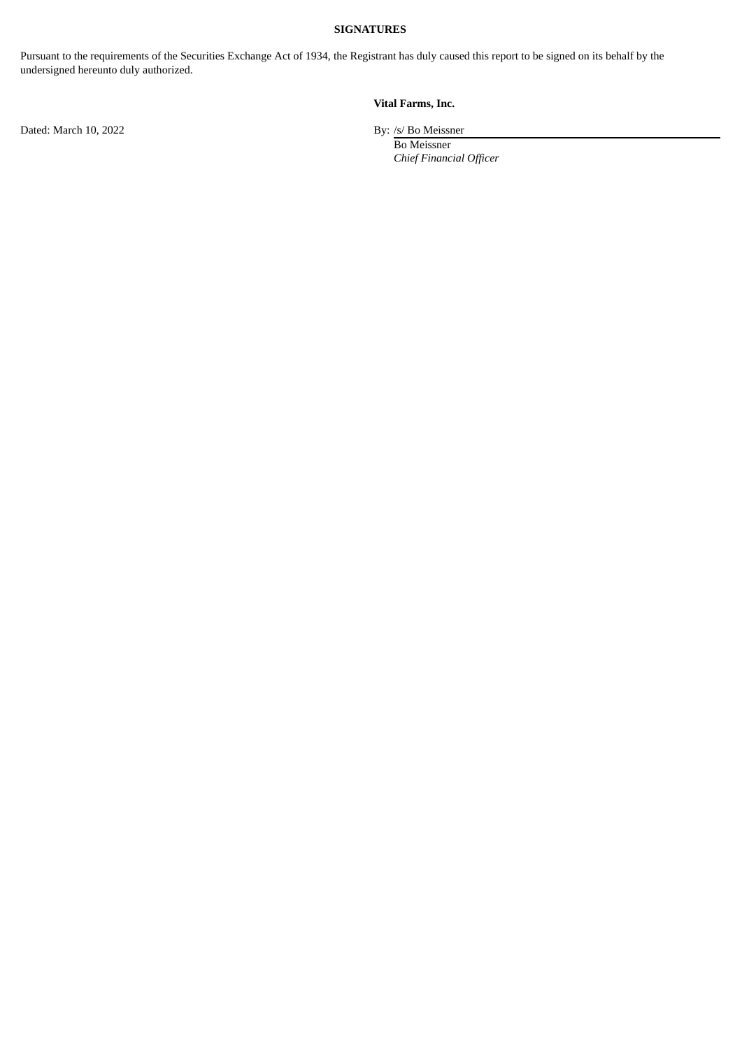**SIGNATURES**

Pursuant to the requirements of the Securities Exchange Act of 1934, the Registrant has duly caused this report to be signed on its behalf by the undersigned hereunto duly authorized.

**Vital Farms, Inc.**

Dated: March 10, 2022

By: /s/ Bo Meissner
Bo Meissner
*Chief Financial Officer*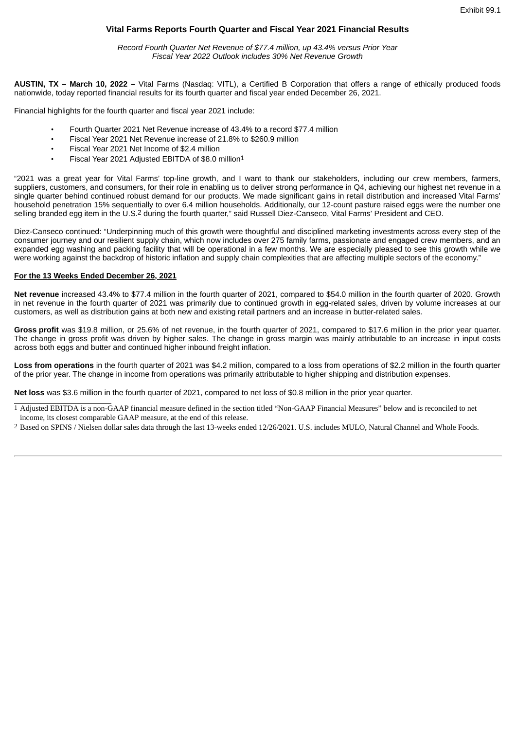Exhibit 99.1

# Vital Farms Reports Fourth Quarter and Fiscal Year 2021 Financial Results

*Record Fourth Quarter Net Revenue of $77.4 million, up 43.4% versus Prior Year*
*Fiscal Year 2022 Outlook includes 30% Net Revenue Growth*

**AUSTIN, TX – March 10, 2022 –** Vital Farms (Nasdaq: VITL), a Certified B Corporation that offers a range of ethically produced foods nationwide, today reported financial results for its fourth quarter and fiscal year ended December 26, 2021.

Financial highlights for the fourth quarter and fiscal year 2021 include:

- Fourth Quarter 2021 Net Revenue increase of 43.4% to a record $77.4 million
- Fiscal Year 2021 Net Revenue increase of 21.8% to $260.9 million
- Fiscal Year 2021 Net Income of $2.4 million
- Fiscal Year 2021 Adjusted EBITDA of $8.0 million[1]

"2021 was a great year for Vital Farms' top-line growth, and I want to thank our stakeholders, including our crew members, farmers, suppliers, customers, and consumers, for their role in enabling us to deliver strong performance in Q4, achieving our highest net revenue in a single quarter behind continued robust demand for our products. We made significant gains in retail distribution and increased Vital Farms' household penetration 15% sequentially to over 6.4 million households. Additionally, our 12-count pasture raised eggs were the number one selling branded egg item in the U.S.[2] during the fourth quarter," said Russell Diez-Canseco, Vital Farms' President and CEO.

Diez-Canseco continued: "Underpinning much of this growth were thoughtful and disciplined marketing investments across every step of the consumer journey and our resilient supply chain, which now includes over 275 family farms, passionate and engaged crew members, and an expanded egg washing and packing facility that will be operational in a few months. We are especially pleased to see this growth while we were working against the backdrop of historic inflation and supply chain complexities that are affecting multiple sectors of the economy."

**For the 13 Weeks Ended December 26, 2021**

**Net revenue** increased 43.4% to $77.4 million in the fourth quarter of 2021, compared to $54.0 million in the fourth quarter of 2020. Growth in net revenue in the fourth quarter of 2021 was primarily due to continued growth in egg-related sales, driven by volume increases at our customers, as well as distribution gains at both new and existing retail partners and an increase in butter-related sales.

**Gross profit** was $19.8 million, or 25.6% of net revenue, in the fourth quarter of 2021, compared to $17.6 million in the prior year quarter. The change in gross profit was driven by higher sales. The change in gross margin was mainly attributable to an increase in input costs across both eggs and butter and continued higher inbound freight inflation.

**Loss from operations** in the fourth quarter of 2021 was $4.2 million, compared to a loss from operations of $2.2 million in the fourth quarter of the prior year. The change in income from operations was primarily attributable to higher shipping and distribution expenses.

**Net loss** was $3.6 million in the fourth quarter of 2021, compared to net loss of $0.8 million in the prior year quarter.

---

[1] Adjusted EBITDA is a non-GAAP financial measure defined in the section titled "Non-GAAP Financial Measures" below and is reconciled to net income, its closest comparable GAAP measure, at the end of this release.

[2] Based on SPINS / Nielsen dollar sales data through the last 13-weeks ended 12/26/2021. U.S. includes MULO, Natural Channel and Whole Foods.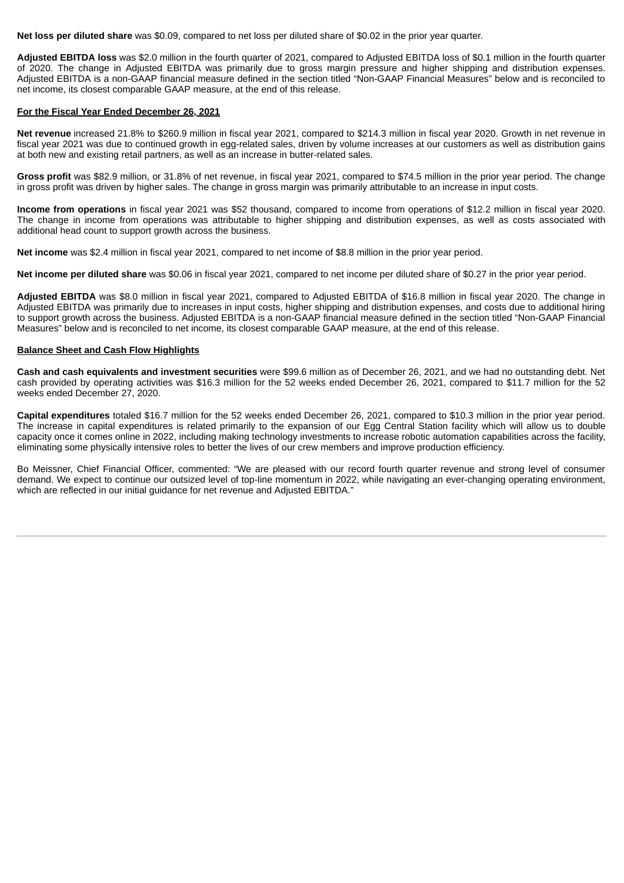**Net loss per diluted share** was $0.09, compared to net loss per diluted share of $0.02 in the prior year quarter.

**Adjusted EBITDA loss** was $2.0 million in the fourth quarter of 2021, compared to Adjusted EBITDA loss of $0.1 million in the fourth quarter of 2020. The change in Adjusted EBITDA was primarily due to gross margin pressure and higher shipping and distribution expenses. Adjusted EBITDA is a non-GAAP financial measure defined in the section titled "Non-GAAP Financial Measures" below and is reconciled to net income, its closest comparable GAAP measure, at the end of this release.

**For the Fiscal Year Ended December 26, 2021**

**Net revenue** increased 21.8% to $260.9 million in fiscal year 2021, compared to $214.3 million in fiscal year 2020. Growth in net revenue in fiscal year 2021 was due to continued growth in egg-related sales, driven by volume increases at our customers as well as distribution gains at both new and existing retail partners, as well as an increase in butter-related sales.

**Gross profit** was $82.9 million, or 31.8% of net revenue, in fiscal year 2021, compared to $74.5 million in the prior year period. The change in gross profit was driven by higher sales. The change in gross margin was primarily attributable to an increase in input costs.

**Income from operations** in fiscal year 2021 was $52 thousand, compared to income from operations of $12.2 million in fiscal year 2020. The change in income from operations was attributable to higher shipping and distribution expenses, as well as costs associated with additional head count to support growth across the business.

**Net income** was $2.4 million in fiscal year 2021, compared to net income of $8.8 million in the prior year period.

**Net income per diluted share** was $0.06 in fiscal year 2021, compared to net income per diluted share of $0.27 in the prior year period.

**Adjusted EBITDA** was $8.0 million in fiscal year 2021, compared to Adjusted EBITDA of $16.8 million in fiscal year 2020. The change in Adjusted EBITDA was primarily due to increases in input costs, higher shipping and distribution expenses, and costs due to additional hiring to support growth across the business. Adjusted EBITDA is a non-GAAP financial measure defined in the section titled "Non-GAAP Financial Measures" below and is reconciled to net income, its closest comparable GAAP measure, at the end of this release.

**Balance Sheet and Cash Flow Highlights**

**Cash and cash equivalents and investment securities** were $99.6 million as of December 26, 2021, and we had no outstanding debt. Net cash provided by operating activities was $16.3 million for the 52 weeks ended December 26, 2021, compared to $11.7 million for the 52 weeks ended December 27, 2020.

**Capital expenditures** totaled $16.7 million for the 52 weeks ended December 26, 2021, compared to $10.3 million in the prior year period. The increase in capital expenditures is related primarily to the expansion of our Egg Central Station facility which will allow us to double capacity once it comes online in 2022, including making technology investments to increase robotic automation capabilities across the facility, eliminating some physically intensive roles to better the lives of our crew members and improve production efficiency.

Bo Meissner, Chief Financial Officer, commented: "We are pleased with our record fourth quarter revenue and strong level of consumer demand. We expect to continue our outsized level of top-line momentum in 2022, while navigating an ever-changing operating environment, which are reflected in our initial guidance for net revenue and Adjusted EBITDA."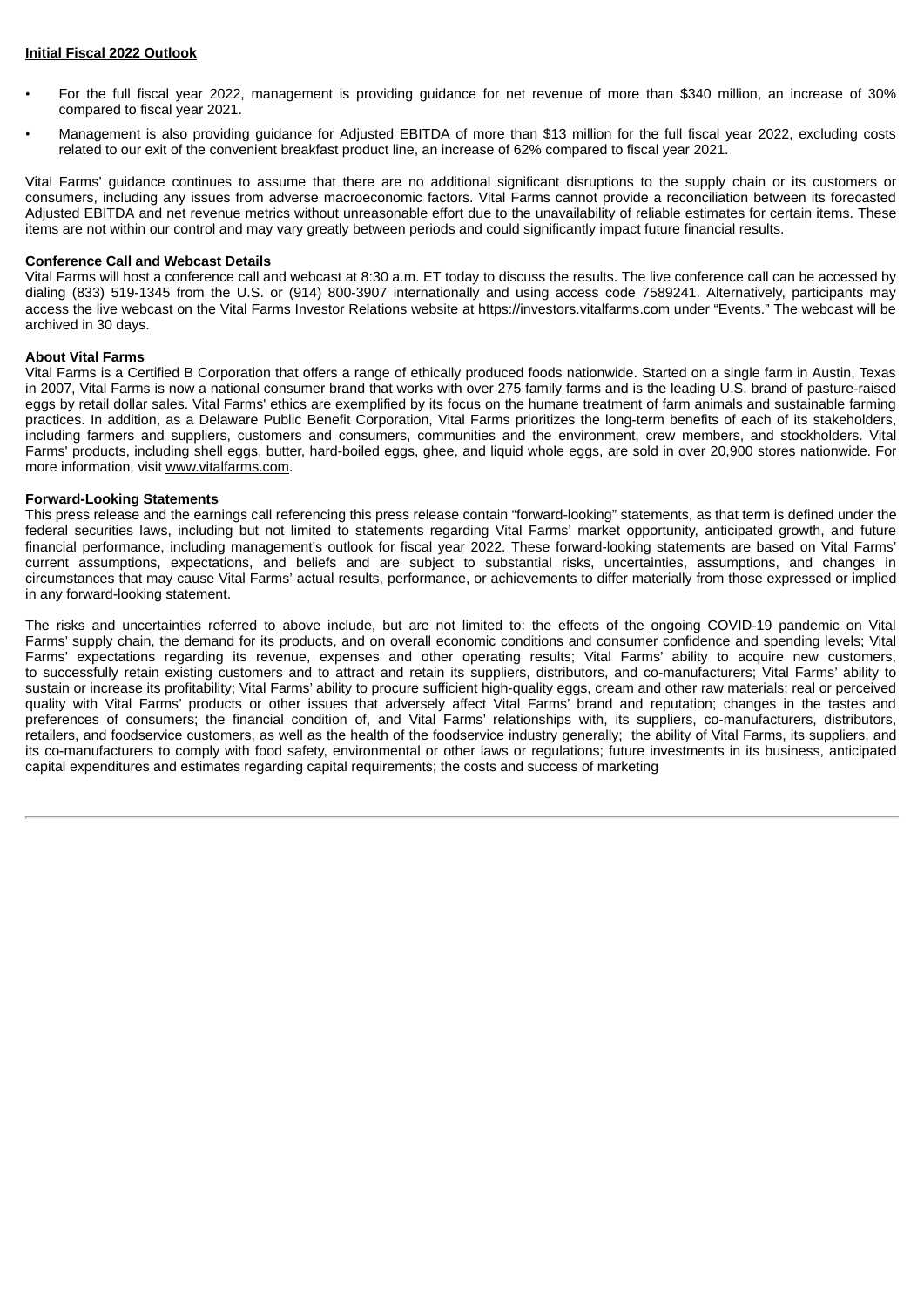**Initial Fiscal 2022 Outlook**

- For the full fiscal year 2022, management is providing guidance for net revenue of more than $340 million, an increase of 30% compared to fiscal year 2021.
- Management is also providing guidance for Adjusted EBITDA of more than $13 million for the full fiscal year 2022, excluding costs related to our exit of the convenient breakfast product line, an increase of 62% compared to fiscal year 2021.

Vital Farms' guidance continues to assume that there are no additional significant disruptions to the supply chain or its customers or consumers, including any issues from adverse macroeconomic factors. Vital Farms cannot provide a reconciliation between its forecasted Adjusted EBITDA and net revenue metrics without unreasonable effort due to the unavailability of reliable estimates for certain items. These items are not within our control and may vary greatly between periods and could significantly impact future financial results.

**Conference Call and Webcast Details**

Vital Farms will host a conference call and webcast at 8:30 a.m. ET today to discuss the results. The live conference call can be accessed by dialing (833) 519-1345 from the U.S. or (914) 800-3907 internationally and using access code 7589241. Alternatively, participants may access the live webcast on the Vital Farms Investor Relations website at https://investors.vitalfarms.com under "Events." The webcast will be archived in 30 days.

**About Vital Farms**

Vital Farms is a Certified B Corporation that offers a range of ethically produced foods nationwide. Started on a single farm in Austin, Texas in 2007, Vital Farms is now a national consumer brand that works with over 275 family farms and is the leading U.S. brand of pasture-raised eggs by retail dollar sales. Vital Farms' ethics are exemplified by its focus on the humane treatment of farm animals and sustainable farming practices. In addition, as a Delaware Public Benefit Corporation, Vital Farms prioritizes the long-term benefits of each of its stakeholders, including farmers and suppliers, customers and consumers, communities and the environment, crew members, and stockholders. Vital Farms' products, including shell eggs, butter, hard-boiled eggs, ghee, and liquid whole eggs, are sold in over 20,900 stores nationwide. For more information, visit www.vitalfarms.com.

**Forward-Looking Statements**

This press release and the earnings call referencing this press release contain "forward-looking" statements, as that term is defined under the federal securities laws, including but not limited to statements regarding Vital Farms' market opportunity, anticipated growth, and future financial performance, including management's outlook for fiscal year 2022. These forward-looking statements are based on Vital Farms' current assumptions, expectations, and beliefs and are subject to substantial risks, uncertainties, assumptions, and changes in circumstances that may cause Vital Farms' actual results, performance, or achievements to differ materially from those expressed or implied in any forward-looking statement.

The risks and uncertainties referred to above include, but are not limited to: the effects of the ongoing COVID-19 pandemic on Vital Farms' supply chain, the demand for its products, and on overall economic conditions and consumer confidence and spending levels; Vital Farms' expectations regarding its revenue, expenses and other operating results; Vital Farms' ability to acquire new customers, to successfully retain existing customers and to attract and retain its suppliers, distributors, and co-manufacturers; Vital Farms' ability to sustain or increase its profitability; Vital Farms' ability to procure sufficient high-quality eggs, cream and other raw materials; real or perceived quality with Vital Farms' products or other issues that adversely affect Vital Farms' brand and reputation; changes in the tastes and preferences of consumers; the financial condition of, and Vital Farms' relationships with, its suppliers, co-manufacturers, distributors, retailers, and foodservice customers, as well as the health of the foodservice industry generally; the ability of Vital Farms, its suppliers, and its co-manufacturers to comply with food safety, environmental or other laws or regulations; future investments in its business, anticipated capital expenditures and estimates regarding capital requirements; the costs and success of marketing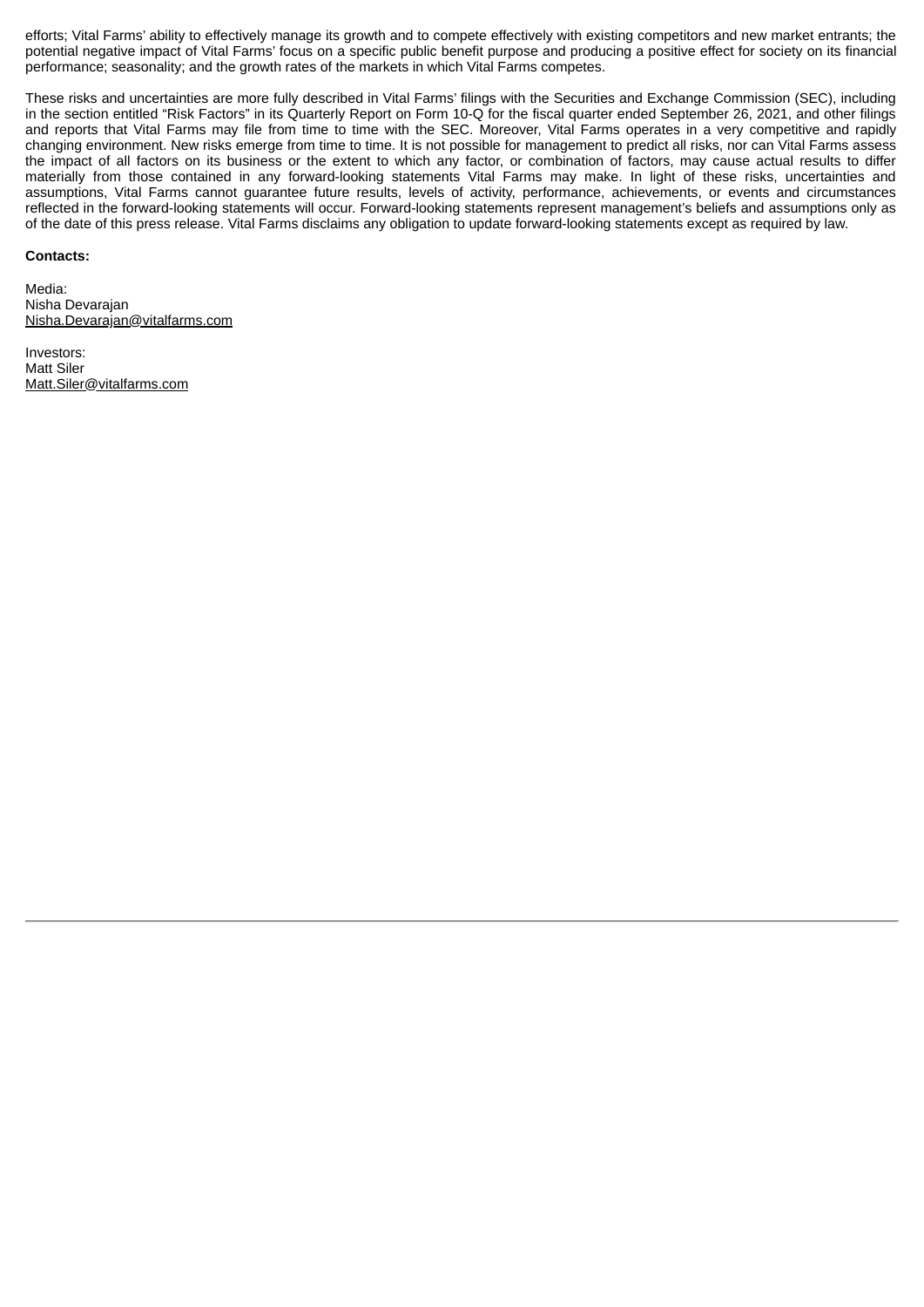efforts; Vital Farms' ability to effectively manage its growth and to compete effectively with existing competitors and new market entrants; the potential negative impact of Vital Farms' focus on a specific public benefit purpose and producing a positive effect for society on its financial performance; seasonality; and the growth rates of the markets in which Vital Farms competes.

These risks and uncertainties are more fully described in Vital Farms' filings with the Securities and Exchange Commission (SEC), including in the section entitled "Risk Factors" in its Quarterly Report on Form 10-Q for the fiscal quarter ended September 26, 2021, and other filings and reports that Vital Farms may file from time to time with the SEC. Moreover, Vital Farms operates in a very competitive and rapidly changing environment. New risks emerge from time to time. It is not possible for management to predict all risks, nor can Vital Farms assess the impact of all factors on its business or the extent to which any factor, or combination of factors, may cause actual results to differ materially from those contained in any forward-looking statements Vital Farms may make. In light of these risks, uncertainties and assumptions, Vital Farms cannot guarantee future results, levels of activity, performance, achievements, or events and circumstances reflected in the forward-looking statements will occur. Forward-looking statements represent management's beliefs and assumptions only as of the date of this press release. Vital Farms disclaims any obligation to update forward-looking statements except as required by law.

**Contacts:**

Media:
Nisha Devarajan
Nisha.Devarajan@vitalfarms.com

Investors:
Matt Siler
Matt.Siler@vitalfarms.com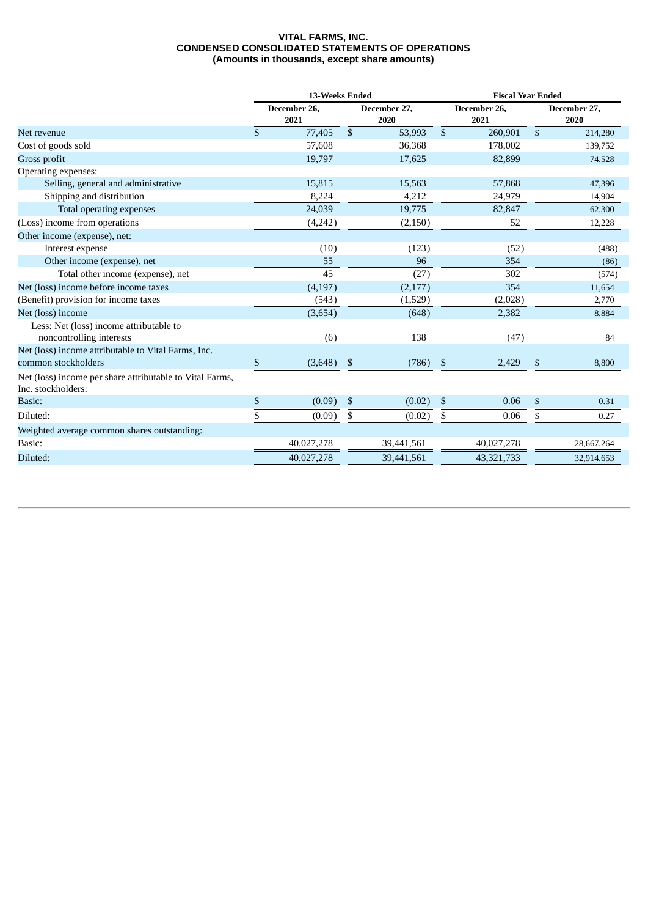**VITAL FARMS, INC.**
**CONDENSED CONSOLIDATED STATEMENTS OF OPERATIONS**
**(Amounts in thousands, except share amounts)**

| | 13-Weeks Ended | | Fiscal Year Ended | |
|---|---|---|---|---|
| | December 26, 2021 | December 27, 2020 | December 26, 2021 | December 27, 2020 |
| Net revenue | $ 77,405 | $ 53,993 | $ 260,901 | $ 214,280 |
| Cost of goods sold | 57,608 | 36,368 | 178,002 | 139,752 |
| Gross profit | 19,797 | 17,625 | 82,899 | 74,528 |
| Operating expenses: | | | | |
| Selling, general and administrative | 15,815 | 15,563 | 57,868 | 47,396 |
| Shipping and distribution | 8,224 | 4,212 | 24,979 | 14,904 |
| Total operating expenses | 24,039 | 19,775 | 82,847 | 62,300 |
| (Loss) income from operations | (4,242) | (2,150) | 52 | 12,228 |
| Other income (expense), net: | | | | |
| Interest expense | (10) | (123) | (52) | (488) |
| Other income (expense), net | 55 | 96 | 354 | (86) |
| Total other income (expense), net | 45 | (27) | 302 | (574) |
| Net (loss) income before income taxes | (4,197) | (2,177) | 354 | 11,654 |
| (Benefit) provision for income taxes | (543) | (1,529) | (2,028) | 2,770 |
| Net (loss) income | (3,654) | (648) | 2,382 | 8,884 |
| Less: Net (loss) income attributable to noncontrolling interests | (6) | 138 | (47) | 84 |
| Net (loss) income attributable to Vital Farms, Inc. common stockholders | $ (3,648) | $ (786) | $ 2,429 | $ 8,800 |
| Net (loss) income per share attributable to Vital Farms, Inc. stockholders: | | | | |
| Basic: | $ (0.09) | $ (0.02) | $ 0.06 | $ 0.31 |
| Diluted: | $ (0.09) | $ (0.02) | $ 0.06 | $ 0.27 |
| Weighted average common shares outstanding: | | | | |
| Basic: | 40,027,278 | 39,441,561 | 40,027,278 | 28,667,264 |
| Diluted: | 40,027,278 | 39,441,561 | 43,321,733 | 32,914,653 |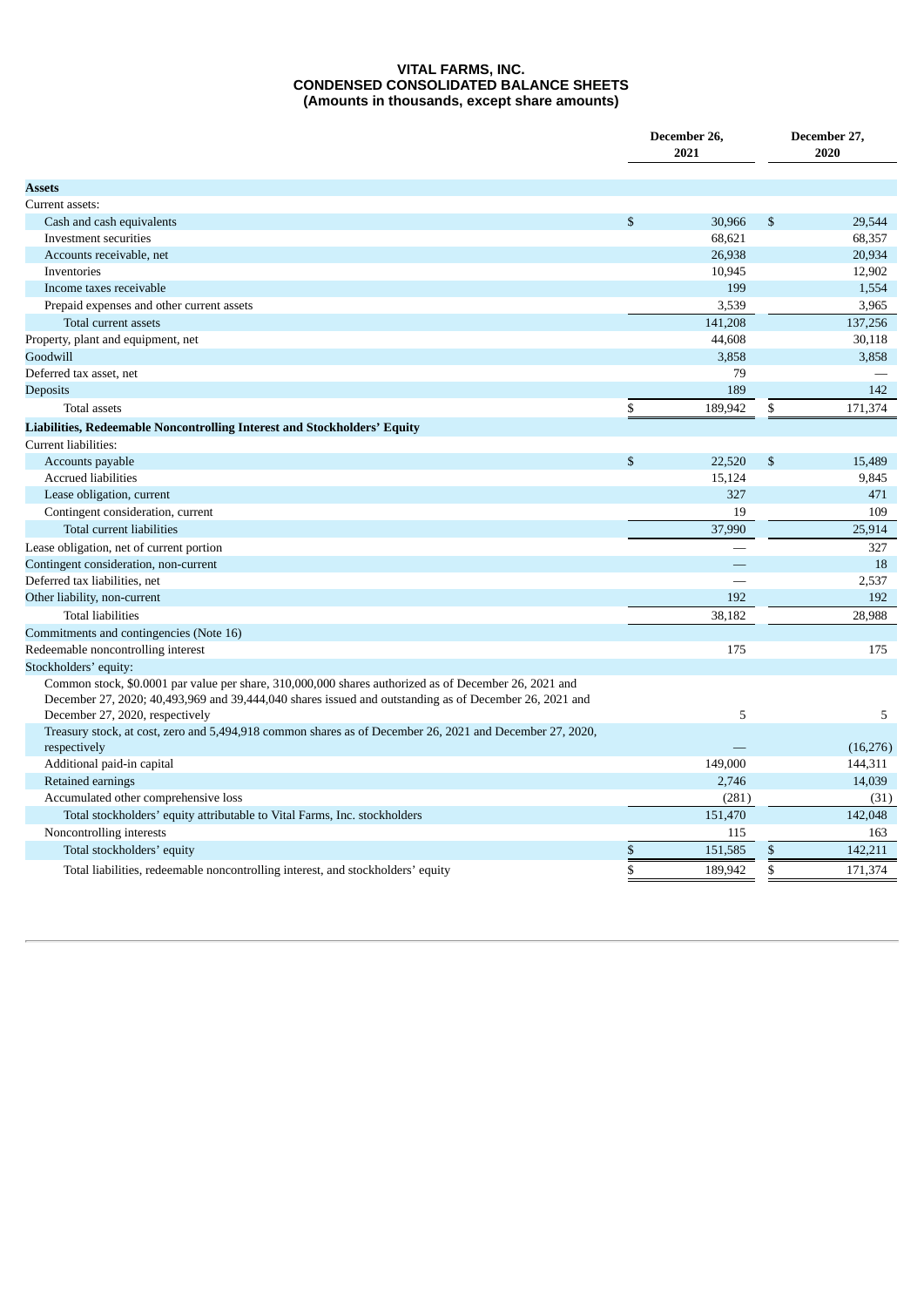# VITAL FARMS, INC.
## CONDENSED CONSOLIDATED BALANCE SHEETS
### (Amounts in thousands, except share amounts)

| | December 26, 2021 | December 27, 2020 |
|---|---|---|
| **Assets** | | |
| Current assets: | | |
| Cash and cash equivalents | $ 30,966 | $ 29,544 |
| Investment securities | 68,621 | 68,357 |
| Accounts receivable, net | 26,938 | 20,934 |
| Inventories | 10,945 | 12,902 |
| Income taxes receivable | 199 | 1,554 |
| Prepaid expenses and other current assets | 3,539 | 3,965 |
| Total current assets | 141,208 | 137,256 |
| Property, plant and equipment, net | 44,608 | 30,118 |
| Goodwill | 3,858 | 3,858 |
| Deferred tax asset, net | 79 | — |
| Deposits | 189 | 142 |
| Total assets | $ 189,942 | $ 171,374 |
| **Liabilities, Redeemable Noncontrolling Interest and Stockholders' Equity** | | |
| Current liabilities: | | |
| Accounts payable | $ 22,520 | $ 15,489 |
| Accrued liabilities | 15,124 | 9,845 |
| Lease obligation, current | 327 | 471 |
| Contingent consideration, current | 19 | 109 |
| Total current liabilities | 37,990 | 25,914 |
| Lease obligation, net of current portion | — | 327 |
| Contingent consideration, non-current | — | 18 |
| Deferred tax liabilities, net | — | 2,537 |
| Other liability, non-current | 192 | 192 |
| Total liabilities | 38,182 | 28,988 |
| Commitments and contingencies (Note 16) | | |
| Redeemable noncontrolling interest | 175 | 175 |
| Stockholders' equity: | | |
| Common stock, $0.0001 par value per share, 310,000,000 shares authorized as of December 26, 2021 and December 27, 2020; 40,493,969 and 39,444,040 shares issued and outstanding as of December 26, 2021 and December 27, 2020, respectively | 5 | 5 |
| Treasury stock, at cost, zero and 5,494,918 common shares as of December 26, 2021 and December 27, 2020, respectively | — | (16,276) |
| Additional paid-in capital | 149,000 | 144,311 |
| Retained earnings | 2,746 | 14,039 |
| Accumulated other comprehensive loss | (281) | (31) |
| Total stockholders' equity attributable to Vital Farms, Inc. stockholders | 151,470 | 142,048 |
| Noncontrolling interests | 115 | 163 |
| Total stockholders' equity | $ 151,585 | $ 142,211 |
| Total liabilities, redeemable noncontrolling interest, and stockholders' equity | $ 189,942 | $ 171,374 |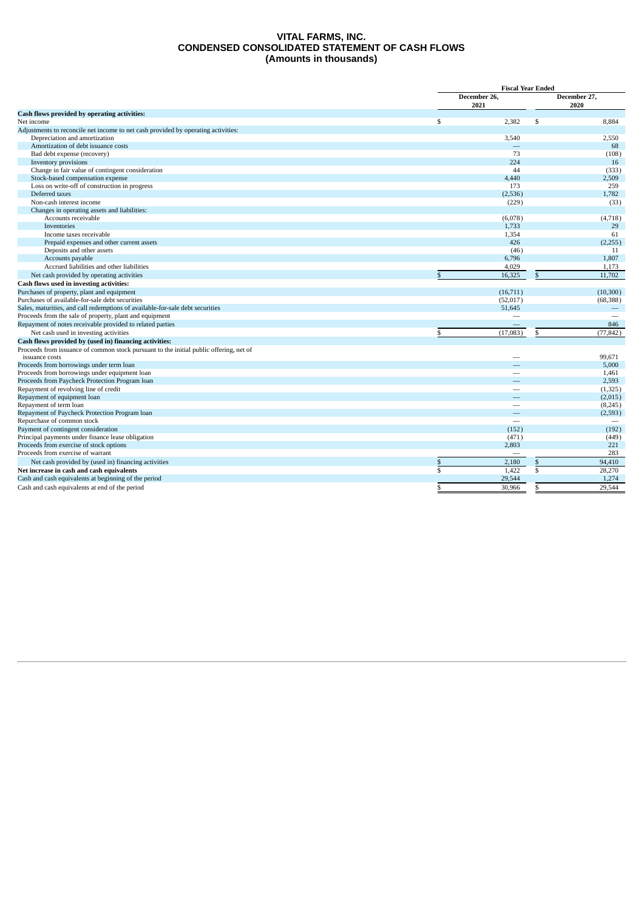# VITAL FARMS, INC.
# CONDENSED CONSOLIDATED STATEMENT OF CASH FLOWS
# (Amounts in thousands)

| | Fiscal Year Ended | |
|---|---|---|
| | December 26, 2021 | December 27, 2020 |
| **Cash flows provided by operating activities:** | | |
| Net income | $ 2,382 | $ 8,884 |
| Adjustments to reconcile net income to net cash provided by operating activities: | | |
| Depreciation and amortization | 3,540 | 2,550 |
| Amortization of debt issuance costs | — | 68 |
| Bad debt expense (recovery) | 73 | (108) |
| Inventory provisions | 224 | 16 |
| Change in fair value of contingent consideration | 44 | (333) |
| Stock-based compensation expense | 4,440 | 2,509 |
| Loss on write-off of construction in progress | 173 | 259 |
| Deferred taxes | (2,536) | 1,782 |
| Non-cash interest income | (229) | (33) |
| Changes in operating assets and liabilities: | | |
| Accounts receivable | (6,078) | (4,718) |
| Inventories | 1,733 | 29 |
| Income taxes receivable | 1,354 | 61 |
| Prepaid expenses and other current assets | 426 | (2,255) |
| Deposits and other assets | (46) | 11 |
| Accounts payable | 6,796 | 1,807 |
| Accrued liabilities and other liabilities | 4,029 | 1,173 |
| Net cash provided by operating activities | $ 16,325 | $ 11,702 |
| **Cash flows used in investing activities:** | | |
| Purchases of property, plant and equipment | (16,711) | (10,300) |
| Purchases of available-for-sale debt securities | (52,017) | (68,388) |
| Sales, maturities, and call redemptions of available-for-sale debt securities | 51,645 | — |
| Proceeds from the sale of property, plant and equipment | — | — |
| Repayment of notes receivable provided to related parties | — | 846 |
| Net cash used in investing activities | $ (17,083) | $ (77,842) |
| **Cash flows provided by (used in) financing activities:** | | |
| Proceeds from issuance of common stock pursuant to the initial public offering, net of issuance costs | — | 99,671 |
| Proceeds from borrowings under term loan | — | 5,000 |
| Proceeds from borrowings under equipment loan | — | 1,461 |
| Proceeds from Paycheck Protection Program loan | — | 2,593 |
| Repayment of revolving line of credit | — | (1,325) |
| Repayment of equipment loan | — | (2,015) |
| Repayment of term loan | — | (8,245) |
| Repayment of Paycheck Protection Program loan | — | (2,593) |
| Repurchase of common stock | — | — |
| Payment of contingent consideration | (152) | (192) |
| Principal payments under finance lease obligation | (471) | (449) |
| Proceeds from exercise of stock options | 2,803 | 221 |
| Proceeds from exercise of warrant | — | 283 |
| Net cash provided by (used in) financing activities | $ 2,180 | $ 94,410 |
| **Net increase in cash and cash equivalents** | $ 1,422 | $ 28,270 |
| Cash and cash equivalents at beginning of the period | 29,544 | 1,274 |
| Cash and cash equivalents at end of the period | $ 30,966 | $ 29,544 |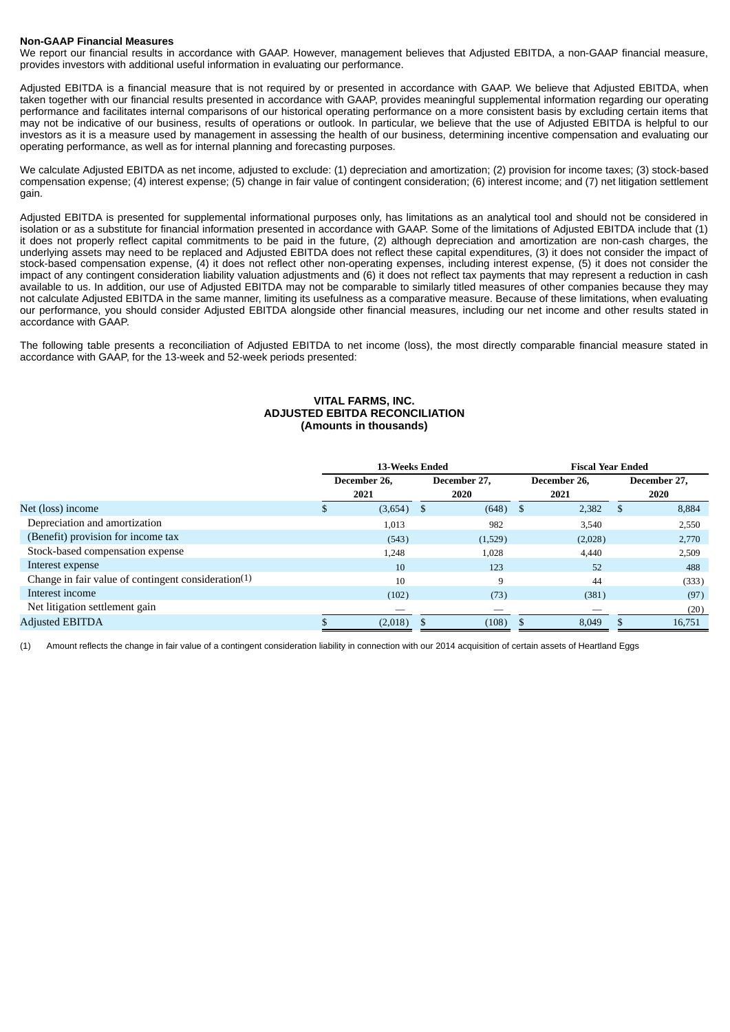**Non-GAAP Financial Measures**

We report our financial results in accordance with GAAP. However, management believes that Adjusted EBITDA, a non-GAAP financial measure, provides investors with additional useful information in evaluating our performance.

Adjusted EBITDA is a financial measure that is not required by or presented in accordance with GAAP. We believe that Adjusted EBITDA, when taken together with our financial results presented in accordance with GAAP, provides meaningful supplemental information regarding our operating performance and facilitates internal comparisons of our historical operating performance on a more consistent basis by excluding certain items that may not be indicative of our business, results of operations or outlook. In particular, we believe that the use of Adjusted EBITDA is helpful to our investors as it is a measure used by management in assessing the health of our business, determining incentive compensation and evaluating our operating performance, as well as for internal planning and forecasting purposes.

We calculate Adjusted EBITDA as net income, adjusted to exclude: (1) depreciation and amortization; (2) provision for income taxes; (3) stock-based compensation expense; (4) interest expense; (5) change in fair value of contingent consideration; (6) interest income; and (7) net litigation settlement gain.

Adjusted EBITDA is presented for supplemental informational purposes only, has limitations as an analytical tool and should not be considered in isolation or as a substitute for financial information presented in accordance with GAAP. Some of the limitations of Adjusted EBITDA include that (1) it does not properly reflect capital commitments to be paid in the future, (2) although depreciation and amortization are non-cash charges, the underlying assets may need to be replaced and Adjusted EBITDA does not reflect these capital expenditures, (3) it does not consider the impact of stock-based compensation expense, (4) it does not reflect other non-operating expenses, including interest expense, (5) it does not consider the impact of any contingent consideration liability valuation adjustments and (6) it does not reflect tax payments that may represent a reduction in cash available to us. In addition, our use of Adjusted EBITDA may not be comparable to similarly titled measures of other companies because they may not calculate Adjusted EBITDA in the same manner, limiting its usefulness as a comparative measure. Because of these limitations, when evaluating our performance, you should consider Adjusted EBITDA alongside other financial measures, including our net income and other results stated in accordance with GAAP.

The following table presents a reconciliation of Adjusted EBITDA to net income (loss), the most directly comparable financial measure stated in accordance with GAAP, for the 13-week and 52-week periods presented:

**VITAL FARMS, INC.**
**ADJUSTED EBITDA RECONCILIATION**
**(Amounts in thousands)**

| | 13-Weeks Ended | | Fiscal Year Ended | |
|---|---|---|---|---|
| | December 26, 2021 | December 27, 2020 | December 26, 2021 | December 27, 2020 |
| Net (loss) income | $ (3,654) | $ (648) | $ 2,382 | $ 8,884 |
| Depreciation and amortization | 1,013 | 982 | 3,540 | 2,550 |
| (Benefit) provision for income tax | (543) | (1,529) | (2,028) | 2,770 |
| Stock-based compensation expense | 1,248 | 1,028 | 4,440 | 2,509 |
| Interest expense | 10 | 123 | 52 | 488 |
| Change in fair value of contingent consideration(1) | 10 | 9 | 44 | (333) |
| Interest income | (102) | (73) | (381) | (97) |
| Net litigation settlement gain | — | — | — | (20) |
| Adjusted EBITDA | $ (2,018) | $ (108) | $ 8,049 | $ 16,751 |

(1) Amount reflects the change in fair value of a contingent consideration liability in connection with our 2014 acquisition of certain assets of Heartland Eggs